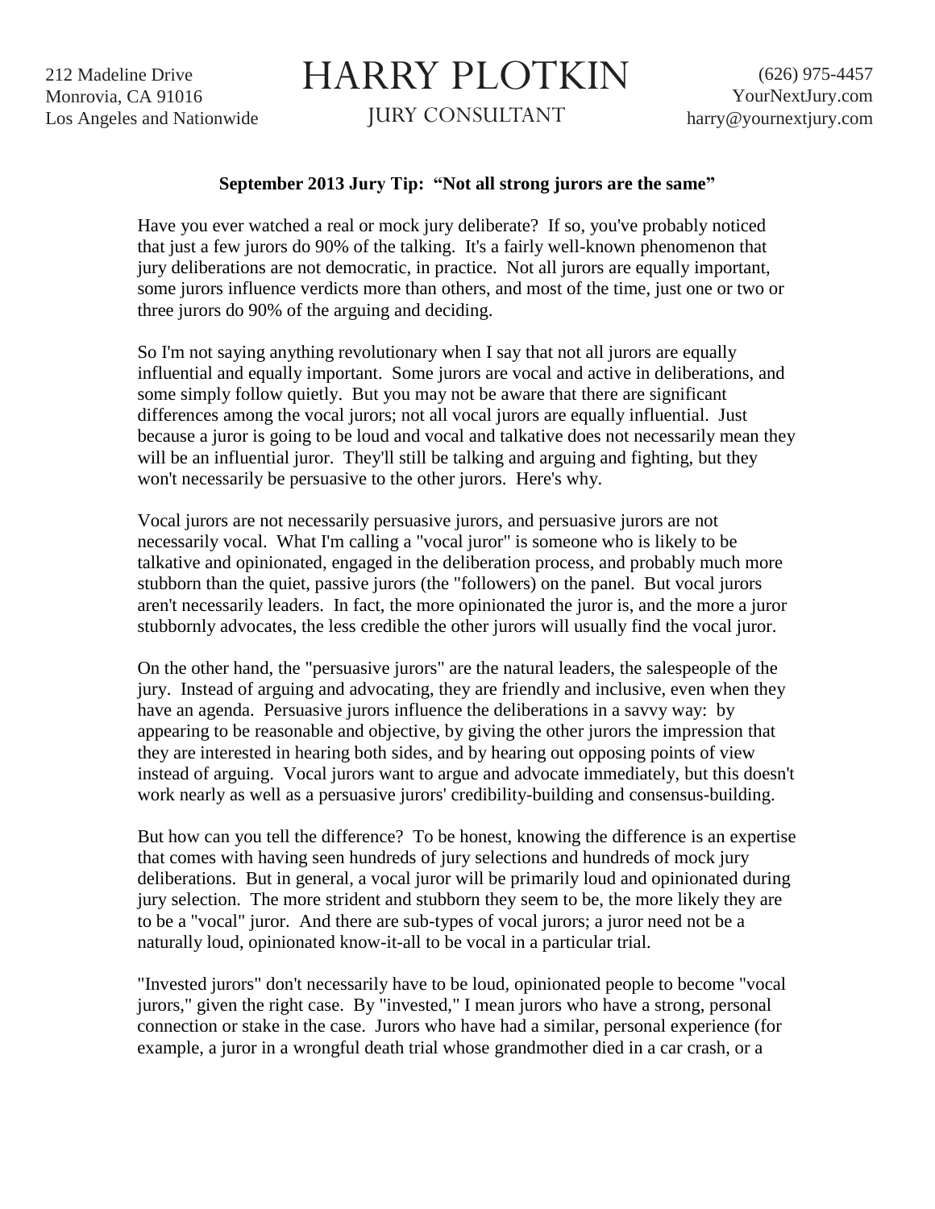212 Madeline Drive
Monrovia, CA 91016
Los Angeles and Nationwide

# HARRY PLOTKIN

JURY CONSULTANT

(626) 975-4457
YourNextJury.com
harry@yournextjury.com

**September 2013 Jury Tip: "Not all strong jurors are the same"**

Have you ever watched a real or mock jury deliberate? If so, you've probably noticed that just a few jurors do 90% of the talking. It's a fairly well-known phenomenon that jury deliberations are not democratic, in practice. Not all jurors are equally important, some jurors influence verdicts more than others, and most of the time, just one or two or three jurors do 90% of the arguing and deciding.

So I'm not saying anything revolutionary when I say that not all jurors are equally influential and equally important. Some jurors are vocal and active in deliberations, and some simply follow quietly. But you may not be aware that there are significant differences among the vocal jurors; not all vocal jurors are equally influential. Just because a juror is going to be loud and vocal and talkative does not necessarily mean they will be an influential juror. They'll still be talking and arguing and fighting, but they won't necessarily be persuasive to the other jurors. Here's why.

Vocal jurors are not necessarily persuasive jurors, and persuasive jurors are not necessarily vocal. What I'm calling a "vocal juror" is someone who is likely to be talkative and opinionated, engaged in the deliberation process, and probably much more stubborn than the quiet, passive jurors (the "followers) on the panel. But vocal jurors aren't necessarily leaders. In fact, the more opinionated the juror is, and the more a juror stubbornly advocates, the less credible the other jurors will usually find the vocal juror.

On the other hand, the "persuasive jurors" are the natural leaders, the salespeople of the jury. Instead of arguing and advocating, they are friendly and inclusive, even when they have an agenda. Persuasive jurors influence the deliberations in a savvy way: by appearing to be reasonable and objective, by giving the other jurors the impression that they are interested in hearing both sides, and by hearing out opposing points of view instead of arguing. Vocal jurors want to argue and advocate immediately, but this doesn't work nearly as well as a persuasive jurors' credibility-building and consensus-building.

But how can you tell the difference? To be honest, knowing the difference is an expertise that comes with having seen hundreds of jury selections and hundreds of mock jury deliberations. But in general, a vocal juror will be primarily loud and opinionated during jury selection. The more strident and stubborn they seem to be, the more likely they are to be a "vocal" juror. And there are sub-types of vocal jurors; a juror need not be a naturally loud, opinionated know-it-all to be vocal in a particular trial.

"Invested jurors" don't necessarily have to be loud, opinionated people to become "vocal jurors," given the right case. By "invested," I mean jurors who have a strong, personal connection or stake in the case. Jurors who have had a similar, personal experience (for example, a juror in a wrongful death trial whose grandmother died in a car crash, or a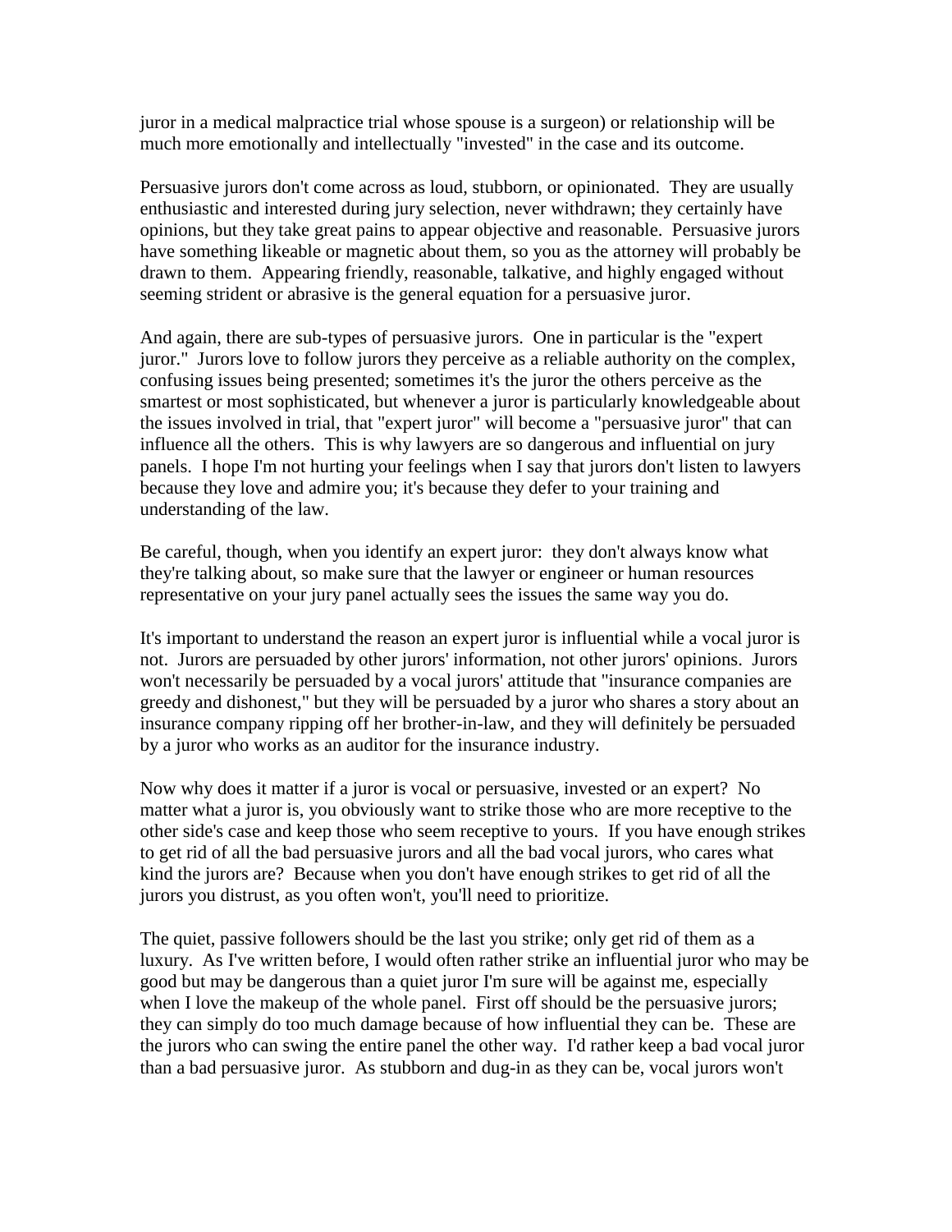juror in a medical malpractice trial whose spouse is a surgeon) or relationship will be much more emotionally and intellectually "invested" in the case and its outcome.

Persuasive jurors don't come across as loud, stubborn, or opinionated. They are usually enthusiastic and interested during jury selection, never withdrawn; they certainly have opinions, but they take great pains to appear objective and reasonable. Persuasive jurors have something likeable or magnetic about them, so you as the attorney will probably be drawn to them. Appearing friendly, reasonable, talkative, and highly engaged without seeming strident or abrasive is the general equation for a persuasive juror.

And again, there are sub-types of persuasive jurors. One in particular is the "expert juror." Jurors love to follow jurors they perceive as a reliable authority on the complex, confusing issues being presented; sometimes it's the juror the others perceive as the smartest or most sophisticated, but whenever a juror is particularly knowledgeable about the issues involved in trial, that "expert juror" will become a "persuasive juror" that can influence all the others. This is why lawyers are so dangerous and influential on jury panels. I hope I'm not hurting your feelings when I say that jurors don't listen to lawyers because they love and admire you; it's because they defer to your training and understanding of the law.

Be careful, though, when you identify an expert juror: they don't always know what they're talking about, so make sure that the lawyer or engineer or human resources representative on your jury panel actually sees the issues the same way you do.

It's important to understand the reason an expert juror is influential while a vocal juror is not. Jurors are persuaded by other jurors' information, not other jurors' opinions. Jurors won't necessarily be persuaded by a vocal jurors' attitude that "insurance companies are greedy and dishonest," but they will be persuaded by a juror who shares a story about an insurance company ripping off her brother-in-law, and they will definitely be persuaded by a juror who works as an auditor for the insurance industry.

Now why does it matter if a juror is vocal or persuasive, invested or an expert? No matter what a juror is, you obviously want to strike those who are more receptive to the other side's case and keep those who seem receptive to yours. If you have enough strikes to get rid of all the bad persuasive jurors and all the bad vocal jurors, who cares what kind the jurors are? Because when you don't have enough strikes to get rid of all the jurors you distrust, as you often won't, you'll need to prioritize.

The quiet, passive followers should be the last you strike; only get rid of them as a luxury. As I've written before, I would often rather strike an influential juror who may be good but may be dangerous than a quiet juror I'm sure will be against me, especially when I love the makeup of the whole panel. First off should be the persuasive jurors; they can simply do too much damage because of how influential they can be. These are the jurors who can swing the entire panel the other way. I'd rather keep a bad vocal juror than a bad persuasive juror. As stubborn and dug-in as they can be, vocal jurors won't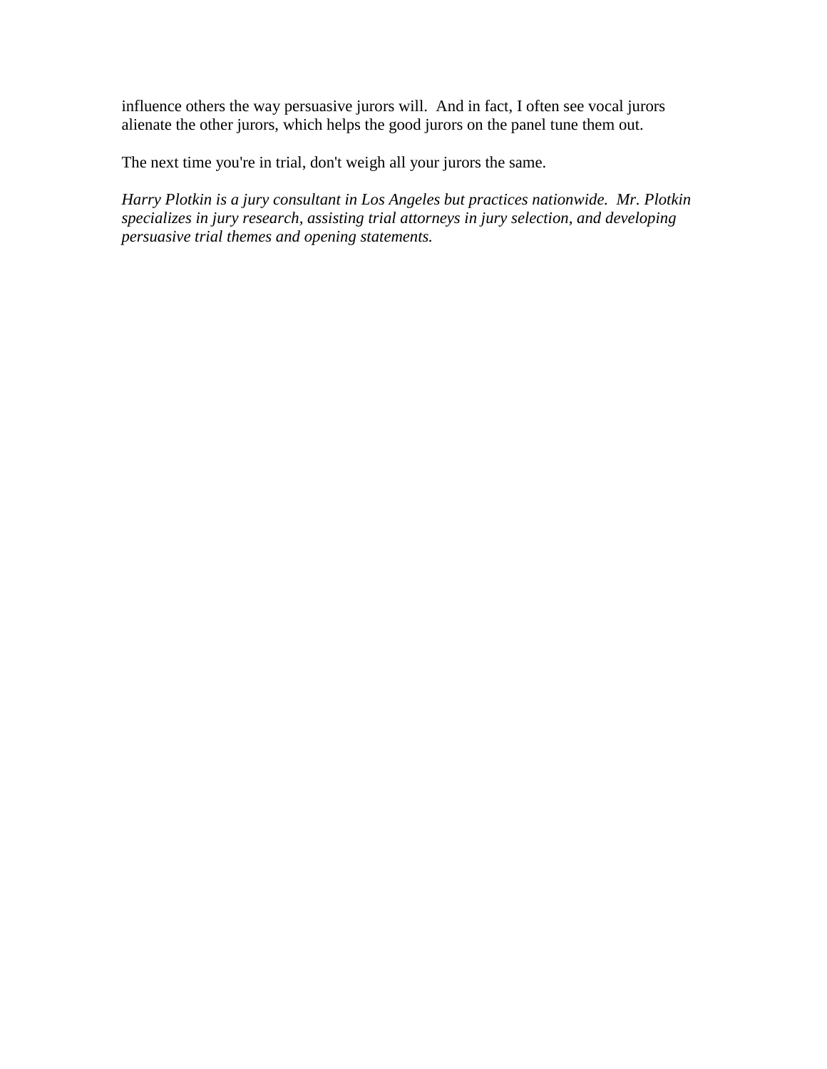influence others the way persuasive jurors will. And in fact, I often see vocal jurors alienate the other jurors, which helps the good jurors on the panel tune them out.

The next time you're in trial, don't weigh all your jurors the same.

*Harry Plotkin is a jury consultant in Los Angeles but practices nationwide. Mr. Plotkin specializes in jury research, assisting trial attorneys in jury selection, and developing persuasive trial themes and opening statements.*